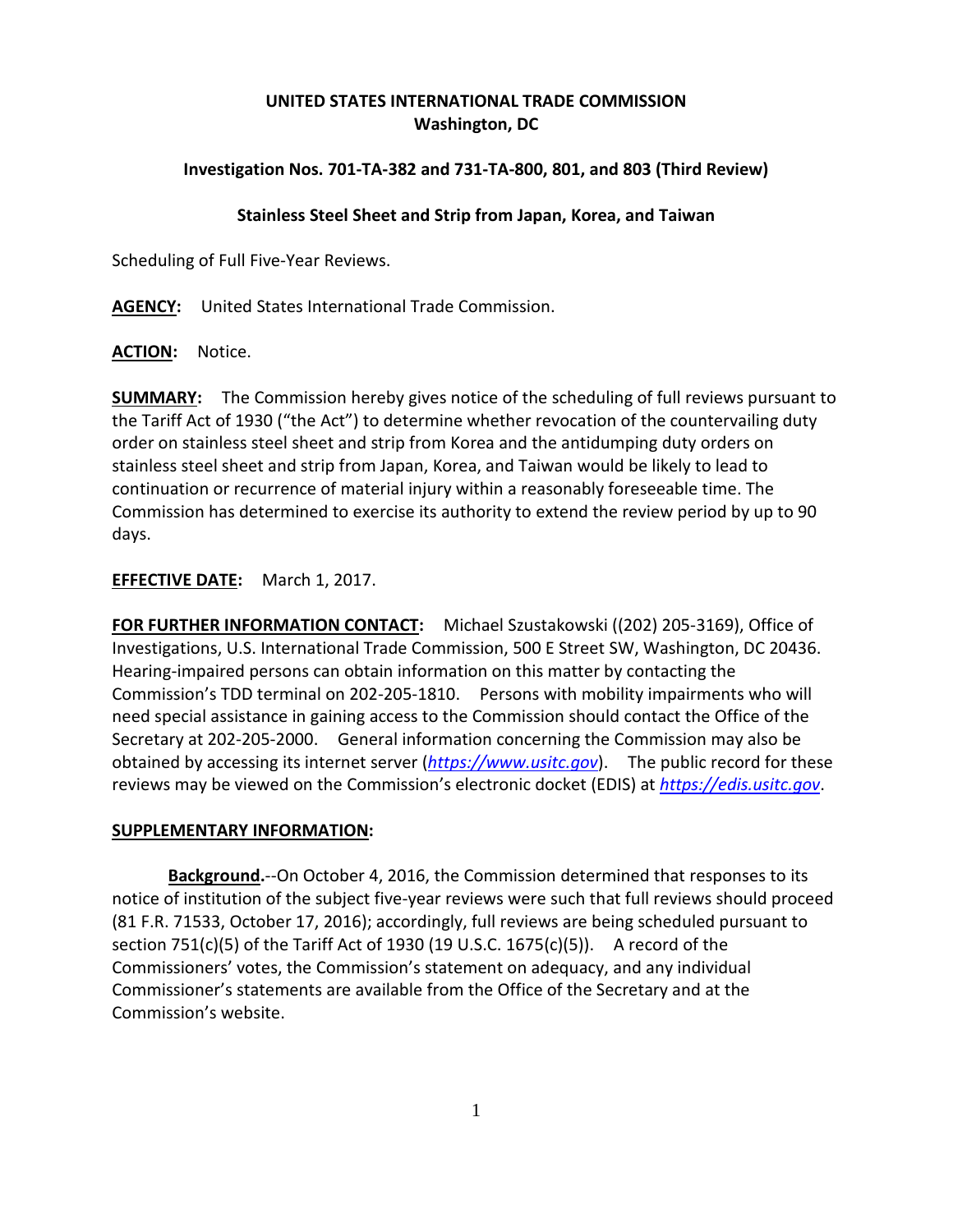**UNITED STATES INTERNATIONAL TRADE COMMISSION**
**Washington, DC**

**Investigation Nos. 701-TA-382 and 731-TA-800, 801, and 803 (Third Review)**

**Stainless Steel Sheet and Strip from Japan, Korea, and Taiwan**

Scheduling of Full Five-Year Reviews.

**AGENCY:** United States International Trade Commission.

**ACTION:** Notice.

**SUMMARY:** The Commission hereby gives notice of the scheduling of full reviews pursuant to the Tariff Act of 1930 ("the Act") to determine whether revocation of the countervailing duty order on stainless steel sheet and strip from Korea and the antidumping duty orders on stainless steel sheet and strip from Japan, Korea, and Taiwan would be likely to lead to continuation or recurrence of material injury within a reasonably foreseeable time. The Commission has determined to exercise its authority to extend the review period by up to 90 days.

**EFFECTIVE DATE:** March 1, 2017.

**FOR FURTHER INFORMATION CONTACT:** Michael Szustakowski ((202) 205-3169), Office of Investigations, U.S. International Trade Commission, 500 E Street SW, Washington, DC 20436. Hearing-impaired persons can obtain information on this matter by contacting the Commission's TDD terminal on 202-205-1810. Persons with mobility impairments who will need special assistance in gaining access to the Commission should contact the Office of the Secretary at 202-205-2000. General information concerning the Commission may also be obtained by accessing its internet server (*https://www.usitc.gov*). The public record for these reviews may be viewed on the Commission's electronic docket (EDIS) at *https://edis.usitc.gov*.

**SUPPLEMENTARY INFORMATION:**

**Background.**--On October 4, 2016, the Commission determined that responses to its notice of institution of the subject five-year reviews were such that full reviews should proceed (81 F.R. 71533, October 17, 2016); accordingly, full reviews are being scheduled pursuant to section 751(c)(5) of the Tariff Act of 1930 (19 U.S.C. 1675(c)(5)). A record of the Commissioners' votes, the Commission's statement on adequacy, and any individual Commissioner's statements are available from the Office of the Secretary and at the Commission's website.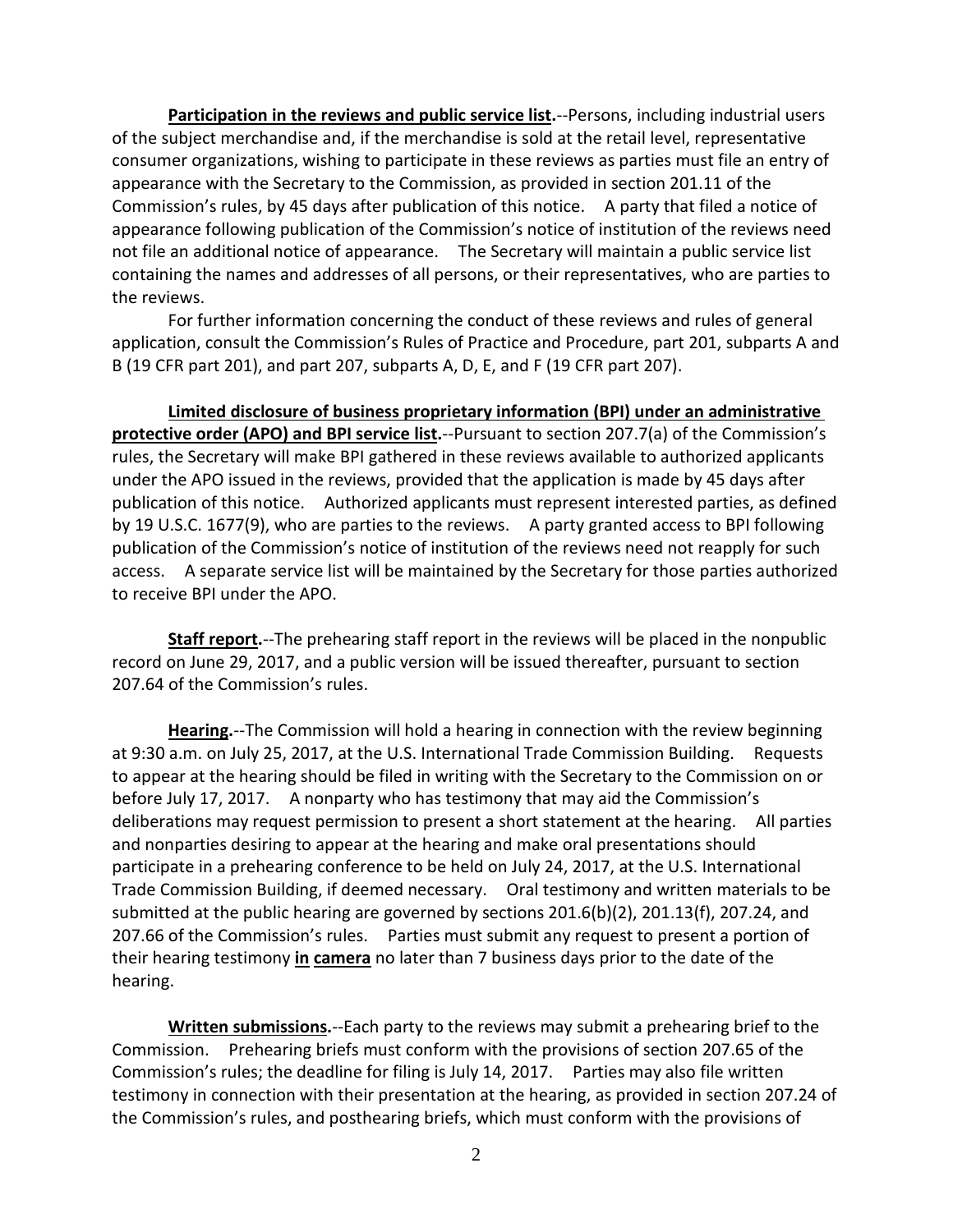**Participation in the reviews and public service list.**--Persons, including industrial users of the subject merchandise and, if the merchandise is sold at the retail level, representative consumer organizations, wishing to participate in these reviews as parties must file an entry of appearance with the Secretary to the Commission, as provided in section 201.11 of the Commission's rules, by 45 days after publication of this notice. A party that filed a notice of appearance following publication of the Commission's notice of institution of the reviews need not file an additional notice of appearance. The Secretary will maintain a public service list containing the names and addresses of all persons, or their representatives, who are parties to the reviews.

For further information concerning the conduct of these reviews and rules of general application, consult the Commission's Rules of Practice and Procedure, part 201, subparts A and B (19 CFR part 201), and part 207, subparts A, D, E, and F (19 CFR part 207).

**Limited disclosure of business proprietary information (BPI) under an administrative protective order (APO) and BPI service list.**--Pursuant to section 207.7(a) of the Commission's rules, the Secretary will make BPI gathered in these reviews available to authorized applicants under the APO issued in the reviews, provided that the application is made by 45 days after publication of this notice. Authorized applicants must represent interested parties, as defined by 19 U.S.C. 1677(9), who are parties to the reviews. A party granted access to BPI following publication of the Commission's notice of institution of the reviews need not reapply for such access. A separate service list will be maintained by the Secretary for those parties authorized to receive BPI under the APO.

**Staff report.**--The prehearing staff report in the reviews will be placed in the nonpublic record on June 29, 2017, and a public version will be issued thereafter, pursuant to section 207.64 of the Commission's rules.

**Hearing.**--The Commission will hold a hearing in connection with the review beginning at 9:30 a.m. on July 25, 2017, at the U.S. International Trade Commission Building. Requests to appear at the hearing should be filed in writing with the Secretary to the Commission on or before July 17, 2017. A nonparty who has testimony that may aid the Commission's deliberations may request permission to present a short statement at the hearing. All parties and nonparties desiring to appear at the hearing and make oral presentations should participate in a prehearing conference to be held on July 24, 2017, at the U.S. International Trade Commission Building, if deemed necessary. Oral testimony and written materials to be submitted at the public hearing are governed by sections 201.6(b)(2), 201.13(f), 207.24, and 207.66 of the Commission's rules. Parties must submit any request to present a portion of their hearing testimony **in camera** no later than 7 business days prior to the date of the hearing.

**Written submissions.**--Each party to the reviews may submit a prehearing brief to the Commission. Prehearing briefs must conform with the provisions of section 207.65 of the Commission's rules; the deadline for filing is July 14, 2017. Parties may also file written testimony in connection with their presentation at the hearing, as provided in section 207.24 of the Commission's rules, and posthearing briefs, which must conform with the provisions of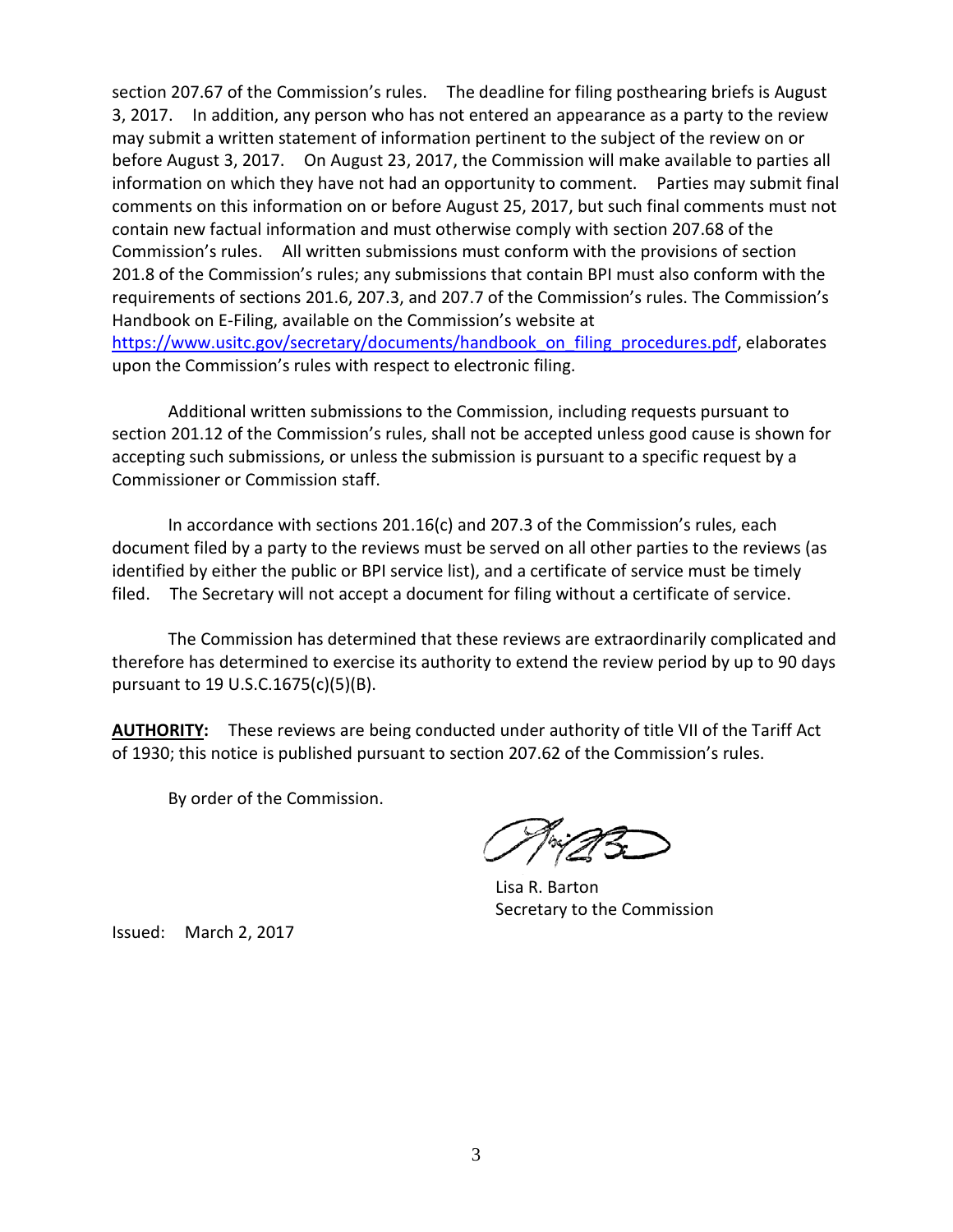section 207.67 of the Commission's rules. The deadline for filing posthearing briefs is August 3, 2017. In addition, any person who has not entered an appearance as a party to the review may submit a written statement of information pertinent to the subject of the review on or before August 3, 2017. On August 23, 2017, the Commission will make available to parties all information on which they have not had an opportunity to comment. Parties may submit final comments on this information on or before August 25, 2017, but such final comments must not contain new factual information and must otherwise comply with section 207.68 of the Commission's rules. All written submissions must conform with the provisions of section 201.8 of the Commission's rules; any submissions that contain BPI must also conform with the requirements of sections 201.6, 207.3, and 207.7 of the Commission's rules. The Commission's Handbook on E-Filing, available on the Commission's website at https://www.usitc.gov/secretary/documents/handbook_on_filing_procedures.pdf, elaborates upon the Commission's rules with respect to electronic filing.

Additional written submissions to the Commission, including requests pursuant to section 201.12 of the Commission's rules, shall not be accepted unless good cause is shown for accepting such submissions, or unless the submission is pursuant to a specific request by a Commissioner or Commission staff.

In accordance with sections 201.16(c) and 207.3 of the Commission's rules, each document filed by a party to the reviews must be served on all other parties to the reviews (as identified by either the public or BPI service list), and a certificate of service must be timely filed. The Secretary will not accept a document for filing without a certificate of service.

The Commission has determined that these reviews are extraordinarily complicated and therefore has determined to exercise its authority to extend the review period by up to 90 days pursuant to 19 U.S.C.1675(c)(5)(B).

**AUTHORITY:** These reviews are being conducted under authority of title VII of the Tariff Act of 1930; this notice is published pursuant to section 207.62 of the Commission's rules.

By order of the Commission.

Lisa R. Barton
Secretary to the Commission

Issued: March 2, 2017